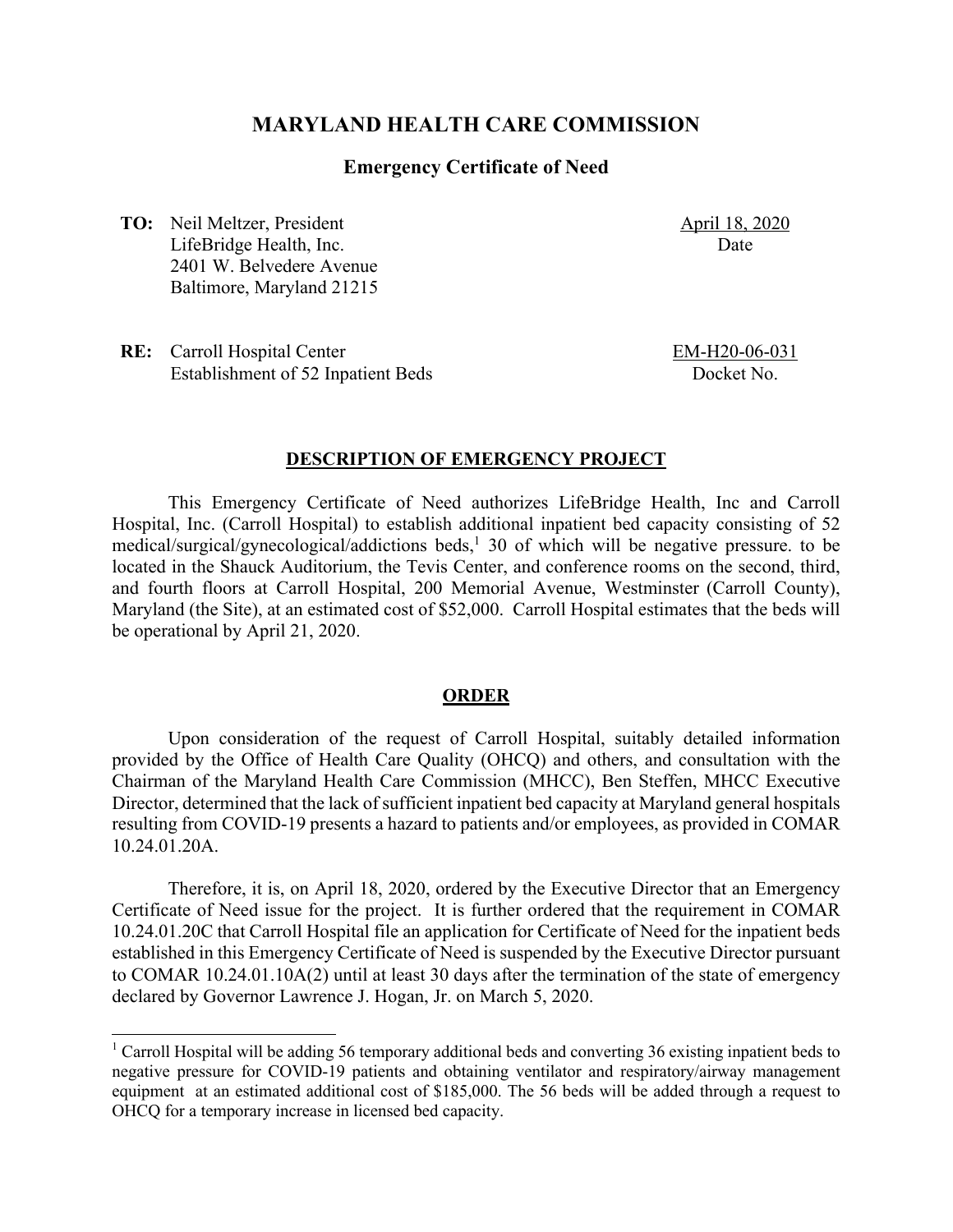# MARYLAND HEALTH CARE COMMISSION

## Emergency Certificate of Need

**TO:** Neil Meltzer, President
LifeBridge Health, Inc.
2401 W. Belvedere Avenue
Baltimore, Maryland 21215

April 18, 2020
Date

**RE:** Carroll Hospital Center
Establishment of 52 Inpatient Beds

EM-H20-06-031
Docket No.

### DESCRIPTION OF EMERGENCY PROJECT

This Emergency Certificate of Need authorizes LifeBridge Health, Inc and Carroll Hospital, Inc. (Carroll Hospital) to establish additional inpatient bed capacity consisting of 52 medical/surgical/gynecological/addictions beds,[1] 30 of which will be negative pressure. to be located in the Shauck Auditorium, the Tevis Center, and conference rooms on the second, third, and fourth floors at Carroll Hospital, 200 Memorial Avenue, Westminster (Carroll County), Maryland (the Site), at an estimated cost of $52,000. Carroll Hospital estimates that the beds will be operational by April 21, 2020.

### ORDER

Upon consideration of the request of Carroll Hospital, suitably detailed information provided by the Office of Health Care Quality (OHCQ) and others, and consultation with the Chairman of the Maryland Health Care Commission (MHCC), Ben Steffen, MHCC Executive Director, determined that the lack of sufficient inpatient bed capacity at Maryland general hospitals resulting from COVID-19 presents a hazard to patients and/or employees, as provided in COMAR 10.24.01.20A.

Therefore, it is, on April 18, 2020, ordered by the Executive Director that an Emergency Certificate of Need issue for the project. It is further ordered that the requirement in COMAR 10.24.01.20C that Carroll Hospital file an application for Certificate of Need for the inpatient beds established in this Emergency Certificate of Need is suspended by the Executive Director pursuant to COMAR 10.24.01.10A(2) until at least 30 days after the termination of the state of emergency declared by Governor Lawrence J. Hogan, Jr. on March 5, 2020.

[1] Carroll Hospital will be adding 56 temporary additional beds and converting 36 existing inpatient beds to negative pressure for COVID-19 patients and obtaining ventilator and respiratory/airway management equipment at an estimated additional cost of $185,000. The 56 beds will be added through a request to OHCQ for a temporary increase in licensed bed capacity.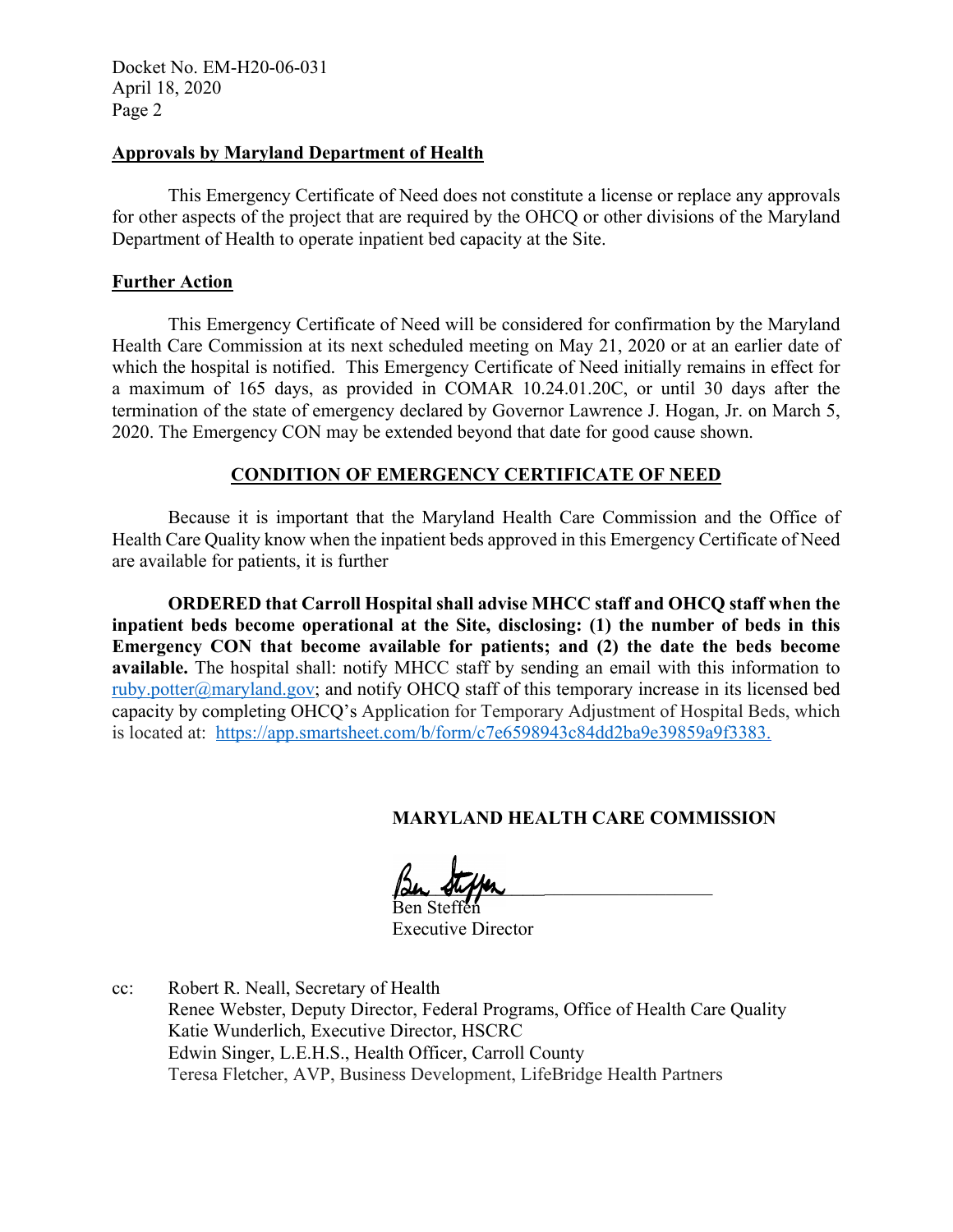**Approvals by Maryland Department of Health**

This Emergency Certificate of Need does not constitute a license or replace any approvals for other aspects of the project that are required by the OHCQ or other divisions of the Maryland Department of Health to operate inpatient bed capacity at the Site.

**Further Action**

This Emergency Certificate of Need will be considered for confirmation by the Maryland Health Care Commission at its next scheduled meeting on May 21, 2020 or at an earlier date of which the hospital is notified. This Emergency Certificate of Need initially remains in effect for a maximum of 165 days, as provided in COMAR 10.24.01.20C, or until 30 days after the termination of the state of emergency declared by Governor Lawrence J. Hogan, Jr. on March 5, 2020. The Emergency CON may be extended beyond that date for good cause shown.

## CONDITION OF EMERGENCY CERTIFICATE OF NEED

Because it is important that the Maryland Health Care Commission and the Office of Health Care Quality know when the inpatient beds approved in this Emergency Certificate of Need are available for patients, it is further

**ORDERED that Carroll Hospital shall advise MHCC staff and OHCQ staff when the inpatient beds become operational at the Site, disclosing: (1) the number of beds in this Emergency CON that become available for patients; and (2) the date the beds become available.** The hospital shall: notify MHCC staff by sending an email with this information to ruby.potter@maryland.gov; and notify OHCQ staff of this temporary increase in its licensed bed capacity by completing OHCQ's Application for Temporary Adjustment of Hospital Beds, which is located at: https://app.smartsheet.com/b/form/c7e6598943c84dd2ba9e39859a9f3383.

**MARYLAND HEALTH CARE COMMISSION**

Ben Steffen
Executive Director

cc: Robert R. Neall, Secretary of Health
Renee Webster, Deputy Director, Federal Programs, Office of Health Care Quality
Katie Wunderlich, Executive Director, HSCRC
Edwin Singer, L.E.H.S., Health Officer, Carroll County
Teresa Fletcher, AVP, Business Development, LifeBridge Health Partners